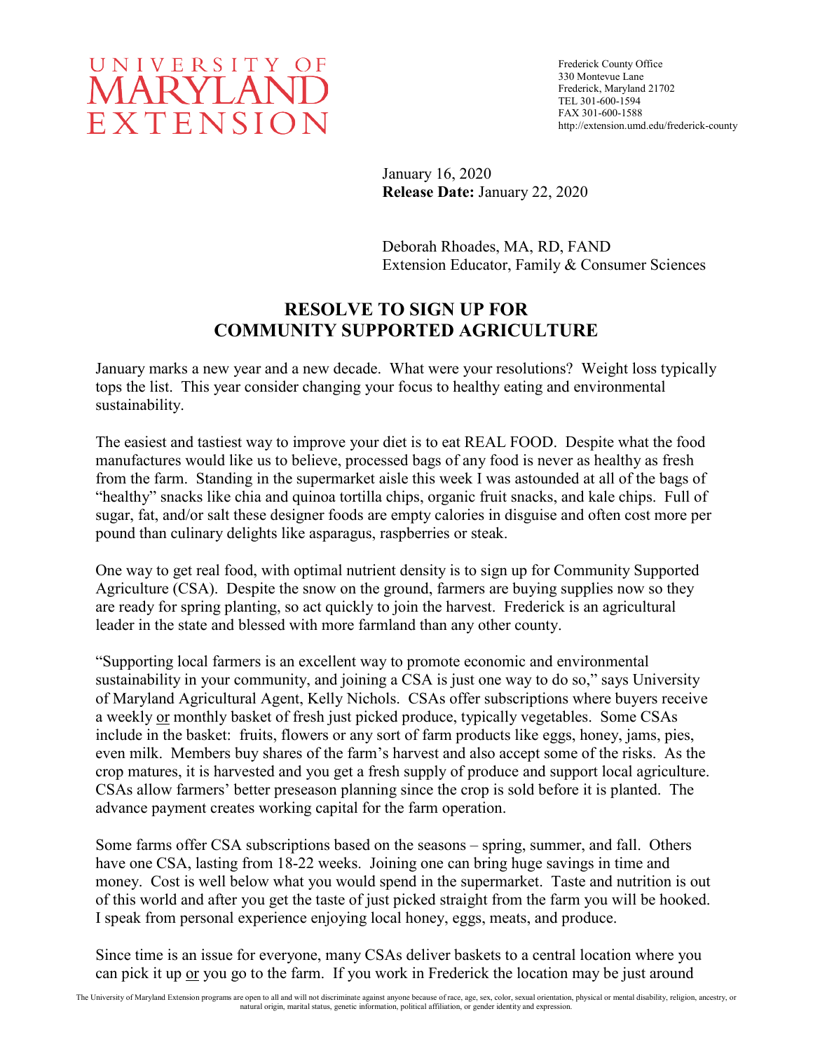UNIVERSITY OF MARYLAND EXTENSION

Frederick County Office
330 Montevue Lane
Frederick, Maryland 21702
TEL 301-600-1594
FAX 301-600-1588
http://extension.umd.edu/frederick-county

January 16, 2020
**Release Date:** January 22, 2020

Deborah Rhoades, MA, RD, FAND
Extension Educator, Family & Consumer Sciences

# RESOLVE TO SIGN UP FOR COMMUNITY SUPPORTED AGRICULTURE

January marks a new year and a new decade. What were your resolutions? Weight loss typically tops the list. This year consider changing your focus to healthy eating and environmental sustainability.

The easiest and tastiest way to improve your diet is to eat REAL FOOD. Despite what the food manufactures would like us to believe, processed bags of any food is never as healthy as fresh from the farm. Standing in the supermarket aisle this week I was astounded at all of the bags of "healthy" snacks like chia and quinoa tortilla chips, organic fruit snacks, and kale chips. Full of sugar, fat, and/or salt these designer foods are empty calories in disguise and often cost more per pound than culinary delights like asparagus, raspberries or steak.

One way to get real food, with optimal nutrient density is to sign up for Community Supported Agriculture (CSA). Despite the snow on the ground, farmers are buying supplies now so they are ready for spring planting, so act quickly to join the harvest. Frederick is an agricultural leader in the state and blessed with more farmland than any other county.

"Supporting local farmers is an excellent way to promote economic and environmental sustainability in your community, and joining a CSA is just one way to do so," says University of Maryland Agricultural Agent, Kelly Nichols. CSAs offer subscriptions where buyers receive a weekly <u>or</u> monthly basket of fresh just picked produce, typically vegetables. Some CSAs include in the basket: fruits, flowers or any sort of farm products like eggs, honey, jams, pies, even milk. Members buy shares of the farm's harvest and also accept some of the risks. As the crop matures, it is harvested and you get a fresh supply of produce and support local agriculture. CSAs allow farmers' better preseason planning since the crop is sold before it is planted. The advance payment creates working capital for the farm operation.

Some farms offer CSA subscriptions based on the seasons – spring, summer, and fall. Others have one CSA, lasting from 18-22 weeks. Joining one can bring huge savings in time and money. Cost is well below what you would spend in the supermarket. Taste and nutrition is out of this world and after you get the taste of just picked straight from the farm you will be hooked. I speak from personal experience enjoying local honey, eggs, meats, and produce.

Since time is an issue for everyone, many CSAs deliver baskets to a central location where you can pick it up <u>or</u> you go to the farm. If you work in Frederick the location may be just around

The University of Maryland Extension programs are open to all and will not discriminate against anyone because of race, age, sex, color, sexual orientation, physical or mental disability, religion, ancestry, or natural origin, marital status, genetic information, political affiliation, or gender identity and expression.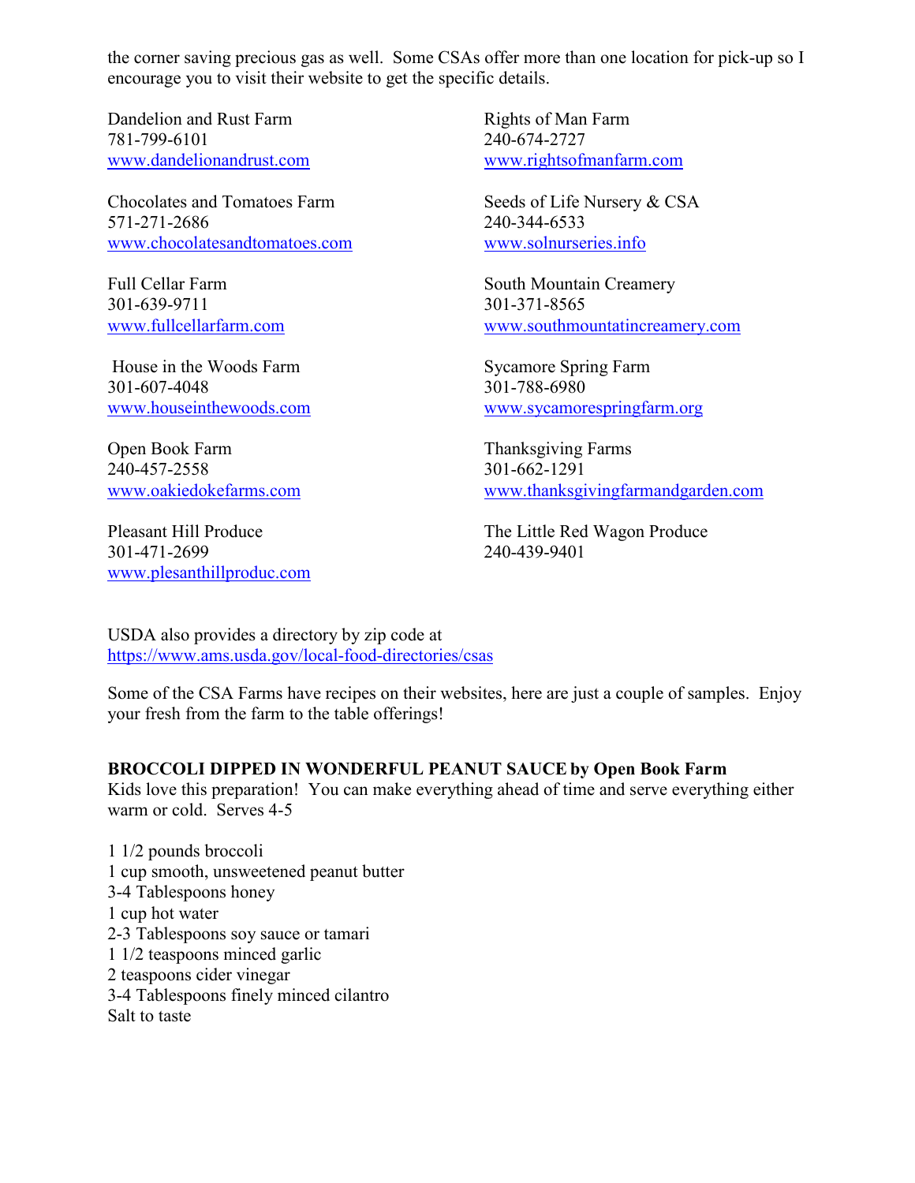the corner saving precious gas as well. Some CSAs offer more than one location for pick-up so I encourage you to visit their website to get the specific details.

Dandelion and Rust Farm
781-799-6101
www.dandelionandrust.com

Chocolates and Tomatoes Farm
571-271-2686
www.chocolatesandtomatoes.com

Full Cellar Farm
301-639-9711
www.fullcellarfarm.com

House in the Woods Farm
301-607-4048
www.houseinthewoods.com

Open Book Farm
240-457-2558
www.oakiedokefarms.com

Pleasant Hill Produce
301-471-2699
www.plesanthillproduc.com

Rights of Man Farm
240-674-2727
www.rightsofmanfarm.com

Seeds of Life Nursery & CSA
240-344-6533
www.solnurseries.info

South Mountain Creamery
301-371-8565
www.southmountatincreamery.com

Sycamore Spring Farm
301-788-6980
www.sycamorespringfarm.org

Thanksgiving Farms
301-662-1291
www.thanksgivingfarmandgarden.com

The Little Red Wagon Produce
240-439-9401

USDA also provides a directory by zip code at
https://www.ams.usda.gov/local-food-directories/csas

Some of the CSA Farms have recipes on their websites, here are just a couple of samples. Enjoy your fresh from the farm to the table offerings!

**BROCCOLI DIPPED IN WONDERFUL PEANUT SAUCE by Open Book Farm**

Kids love this preparation! You can make everything ahead of time and serve everything either warm or cold. Serves 4-5

1 1/2 pounds broccoli
1 cup smooth, unsweetened peanut butter
3-4 Tablespoons honey
1 cup hot water
2-3 Tablespoons soy sauce or tamari
1 1/2 teaspoons minced garlic
2 teaspoons cider vinegar
3-4 Tablespoons finely minced cilantro
Salt to taste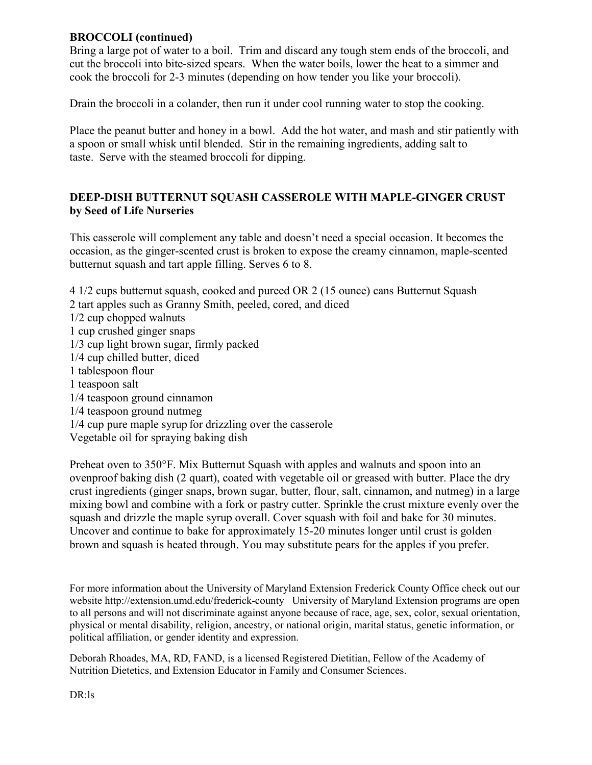**BROCCOLI (continued)**

Bring a large pot of water to a boil. Trim and discard any tough stem ends of the broccoli, and cut the broccoli into bite-sized spears. When the water boils, lower the heat to a simmer and cook the broccoli for 2-3 minutes (depending on how tender you like your broccoli).

Drain the broccoli in a colander, then run it under cool running water to stop the cooking.

Place the peanut butter and honey in a bowl. Add the hot water, and mash and stir patiently with a spoon or small whisk until blended. Stir in the remaining ingredients, adding salt to taste. Serve with the steamed broccoli for dipping.

## DEEP-DISH BUTTERNUT SQUASH CASSEROLE WITH MAPLE-GINGER CRUST by Seed of Life Nurseries

This casserole will complement any table and doesn't need a special occasion. It becomes the occasion, as the ginger-scented crust is broken to expose the creamy cinnamon, maple-scented butternut squash and tart apple filling. Serves 6 to 8.

4 1/2 cups butternut squash, cooked and pureed OR 2 (15 ounce) cans Butternut Squash
2 tart apples such as Granny Smith, peeled, cored, and diced
1/2 cup chopped walnuts
1 cup crushed ginger snaps
1/3 cup light brown sugar, firmly packed
1/4 cup chilled butter, diced
1 tablespoon flour
1 teaspoon salt
1/4 teaspoon ground cinnamon
1/4 teaspoon ground nutmeg
1/4 cup pure maple syrup for drizzling over the casserole
Vegetable oil for spraying baking dish

Preheat oven to 350°F. Mix Butternut Squash with apples and walnuts and spoon into an ovenproof baking dish (2 quart), coated with vegetable oil or greased with butter. Place the dry crust ingredients (ginger snaps, brown sugar, butter, flour, salt, cinnamon, and nutmeg) in a large mixing bowl and combine with a fork or pastry cutter. Sprinkle the crust mixture evenly over the squash and drizzle the maple syrup overall. Cover squash with foil and bake for 30 minutes. Uncover and continue to bake for approximately 15-20 minutes longer until crust is golden brown and squash is heated through. You may substitute pears for the apples if you prefer.

For more information about the University of Maryland Extension Frederick County Office check out our website http://extension.umd.edu/frederick-county University of Maryland Extension programs are open to all persons and will not discriminate against anyone because of race, age, sex, color, sexual orientation, physical or mental disability, religion, ancestry, or national origin, marital status, genetic information, or political affiliation, or gender identity and expression.

Deborah Rhoades, MA, RD, FAND, is a licensed Registered Dietitian, Fellow of the Academy of Nutrition Dietetics, and Extension Educator in Family and Consumer Sciences.

DR:ls